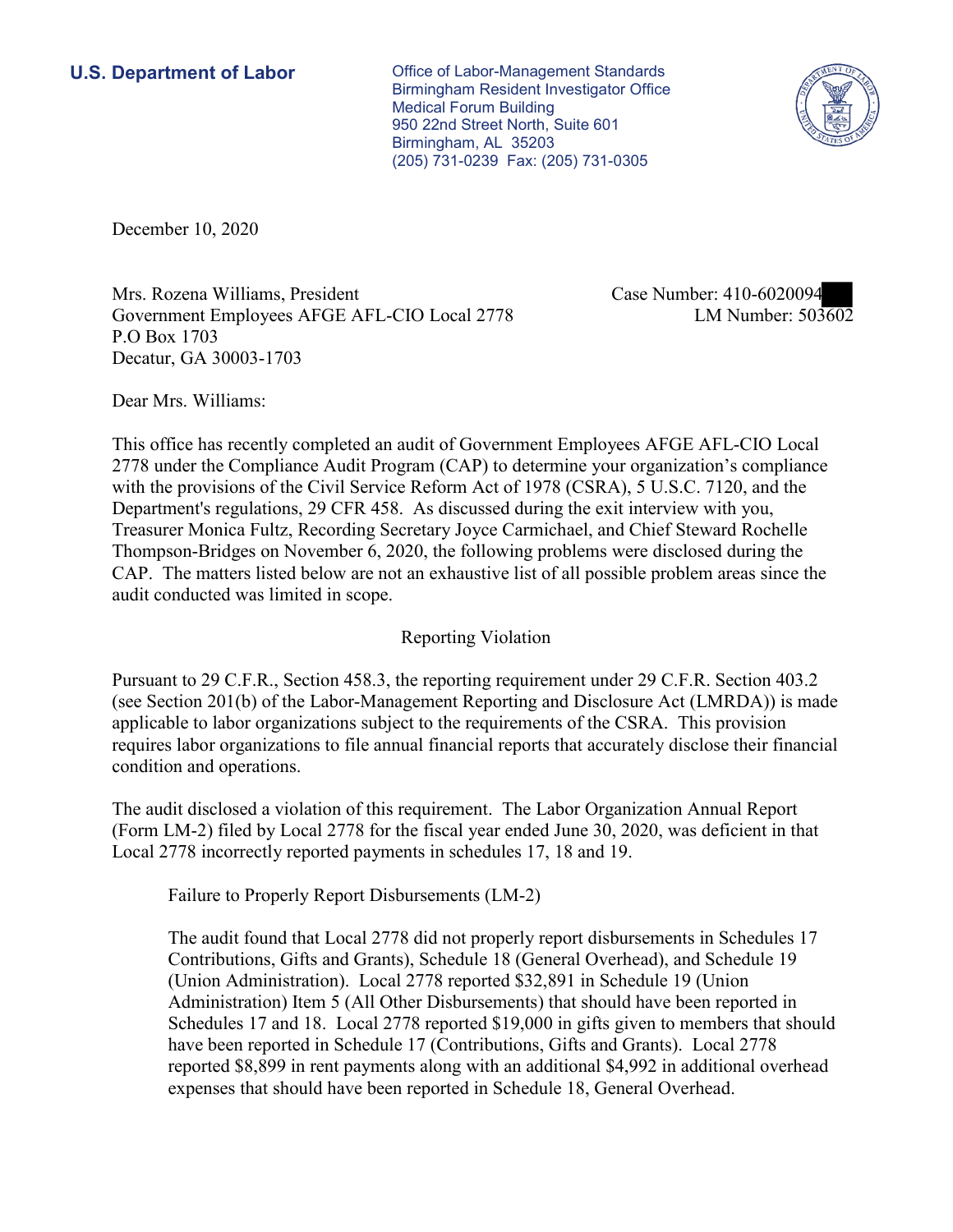**U.S. Department of Labor**

Office of Labor-Management Standards
Birmingham Resident Investigator Office
Medical Forum Building
950 22nd Street North, Suite 601
Birmingham, AL 35203
(205) 731-0239 Fax: (205) 731-0305

December 10, 2020

Mrs. Rozena Williams, President
Government Employees AFGE AFL-CIO Local 2778
P.O Box 1703
Decatur, GA 30003-1703

Case Number: 410-6020094
LM Number: 503602

Dear Mrs. Williams:

This office has recently completed an audit of Government Employees AFGE AFL-CIO Local 2778 under the Compliance Audit Program (CAP) to determine your organization's compliance with the provisions of the Civil Service Reform Act of 1978 (CSRA), 5 U.S.C. 7120, and the Department's regulations, 29 CFR 458. As discussed during the exit interview with you, Treasurer Monica Fultz, Recording Secretary Joyce Carmichael, and Chief Steward Rochelle Thompson-Bridges on November 6, 2020, the following problems were disclosed during the CAP. The matters listed below are not an exhaustive list of all possible problem areas since the audit conducted was limited in scope.

Reporting Violation

Pursuant to 29 C.F.R., Section 458.3, the reporting requirement under 29 C.F.R. Section 403.2 (see Section 201(b) of the Labor-Management Reporting and Disclosure Act (LMRDA)) is made applicable to labor organizations subject to the requirements of the CSRA. This provision requires labor organizations to file annual financial reports that accurately disclose their financial condition and operations.

The audit disclosed a violation of this requirement. The Labor Organization Annual Report (Form LM-2) filed by Local 2778 for the fiscal year ended June 30, 2020, was deficient in that Local 2778 incorrectly reported payments in schedules 17, 18 and 19.

Failure to Properly Report Disbursements (LM-2)

The audit found that Local 2778 did not properly report disbursements in Schedules 17 Contributions, Gifts and Grants), Schedule 18 (General Overhead), and Schedule 19 (Union Administration). Local 2778 reported $32,891 in Schedule 19 (Union Administration) Item 5 (All Other Disbursements) that should have been reported in Schedules 17 and 18. Local 2778 reported $19,000 in gifts given to members that should have been reported in Schedule 17 (Contributions, Gifts and Grants). Local 2778 reported $8,899 in rent payments along with an additional $4,992 in additional overhead expenses that should have been reported in Schedule 18, General Overhead.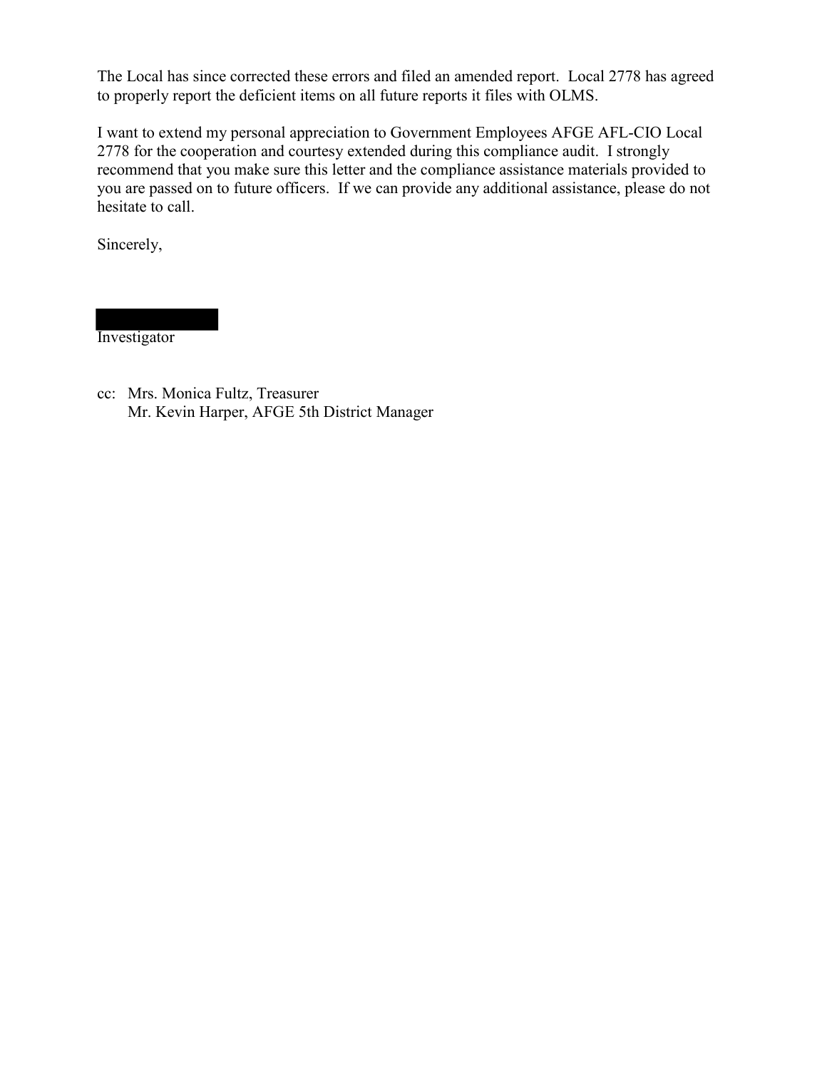The Local has since corrected these errors and filed an amended report. Local 2778 has agreed to properly report the deficient items on all future reports it files with OLMS.

I want to extend my personal appreciation to Government Employees AFGE AFL-CIO Local 2778 for the cooperation and courtesy extended during this compliance audit. I strongly recommend that you make sure this letter and the compliance assistance materials provided to you are passed on to future officers. If we can provide any additional assistance, please do not hesitate to call.

Sincerely,

Investigator

cc: Mrs. Monica Fultz, Treasurer
Mr. Kevin Harper, AFGE 5th District Manager